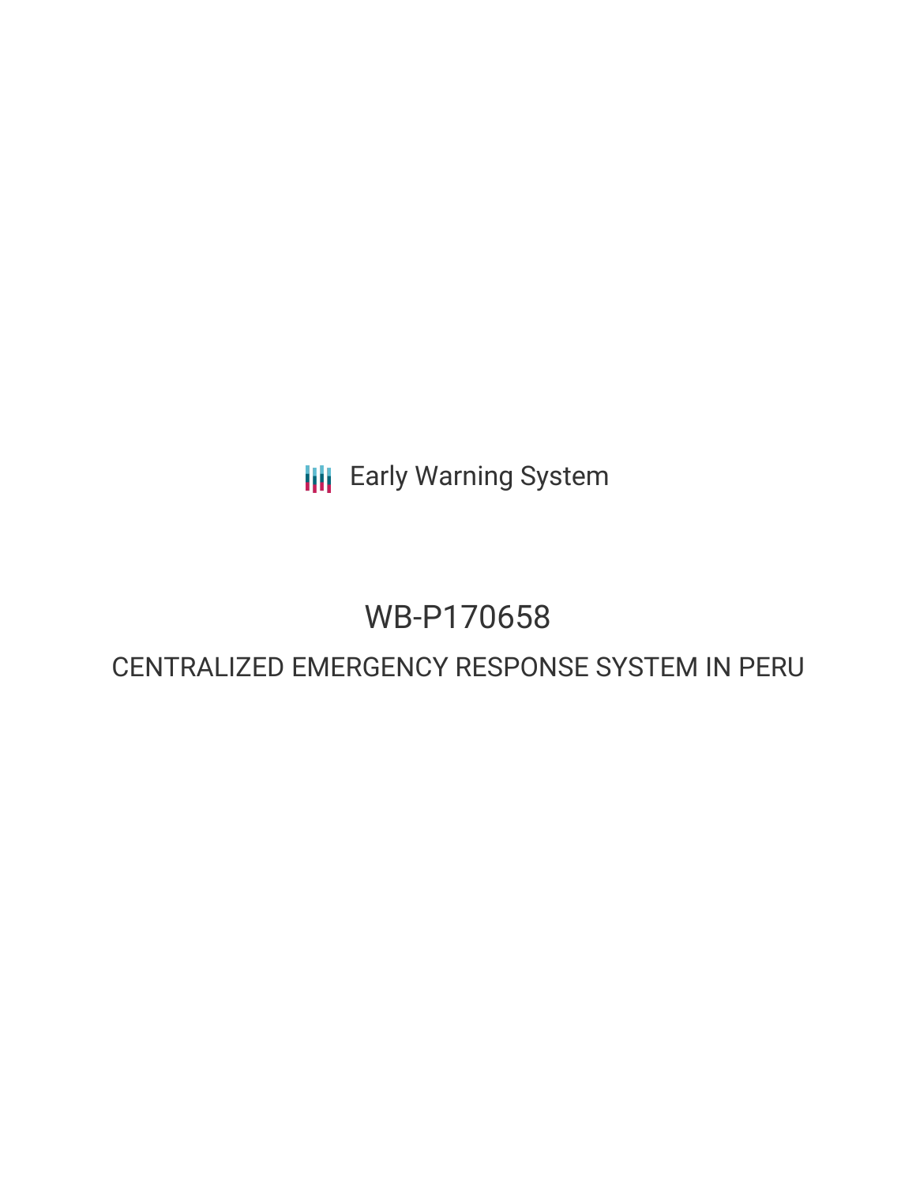Early Warning System

# WB-P170658

## CENTRALIZED EMERGENCY RESPONSE SYSTEM IN PERU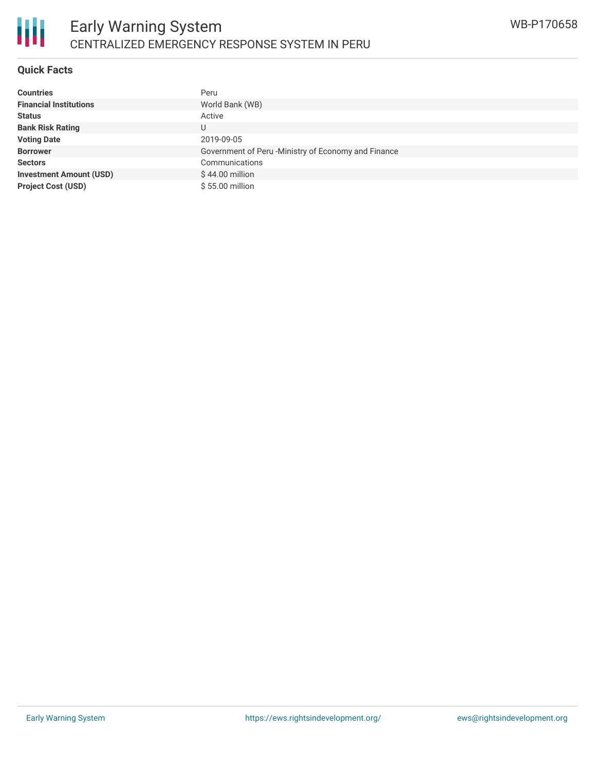# Early Warning System

## CENTRALIZED EMERGENCY RESPONSE SYSTEM IN PERU

WB-P170658

### Quick Facts

| | |
|---|---|
| **Countries** | Peru |
| **Financial Institutions** | World Bank (WB) |
| **Status** | Active |
| **Bank Risk Rating** | U |
| **Voting Date** | 2019-09-05 |
| **Borrower** | Government of Peru -Ministry of Economy and Finance |
| **Sectors** | Communications |
| **Investment Amount (USD)** | $ 44.00 million |
| **Project Cost (USD)** | $ 55.00 million |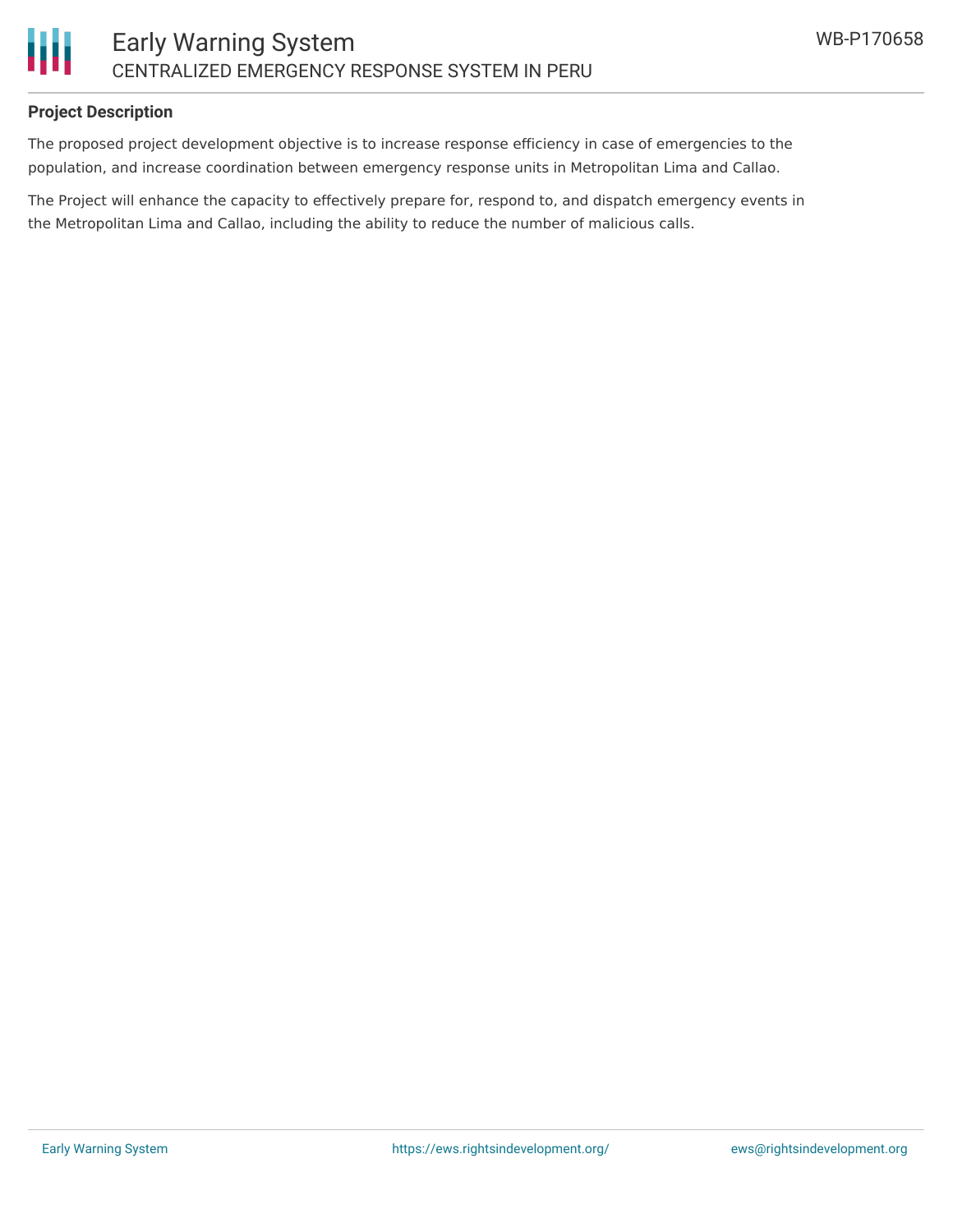## Project Description

The proposed project development objective is to increase response efficiency in case of emergencies to the population, and increase coordination between emergency response units in Metropolitan Lima and Callao.

The Project will enhance the capacity to effectively prepare for, respond to, and dispatch emergency events in the Metropolitan Lima and Callao, including the ability to reduce the number of malicious calls.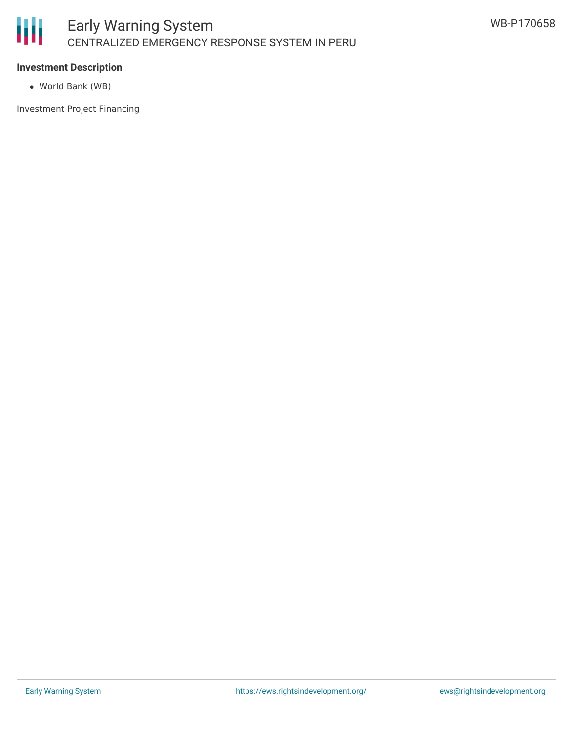**Investment Description**

- World Bank (WB)

Investment Project Financing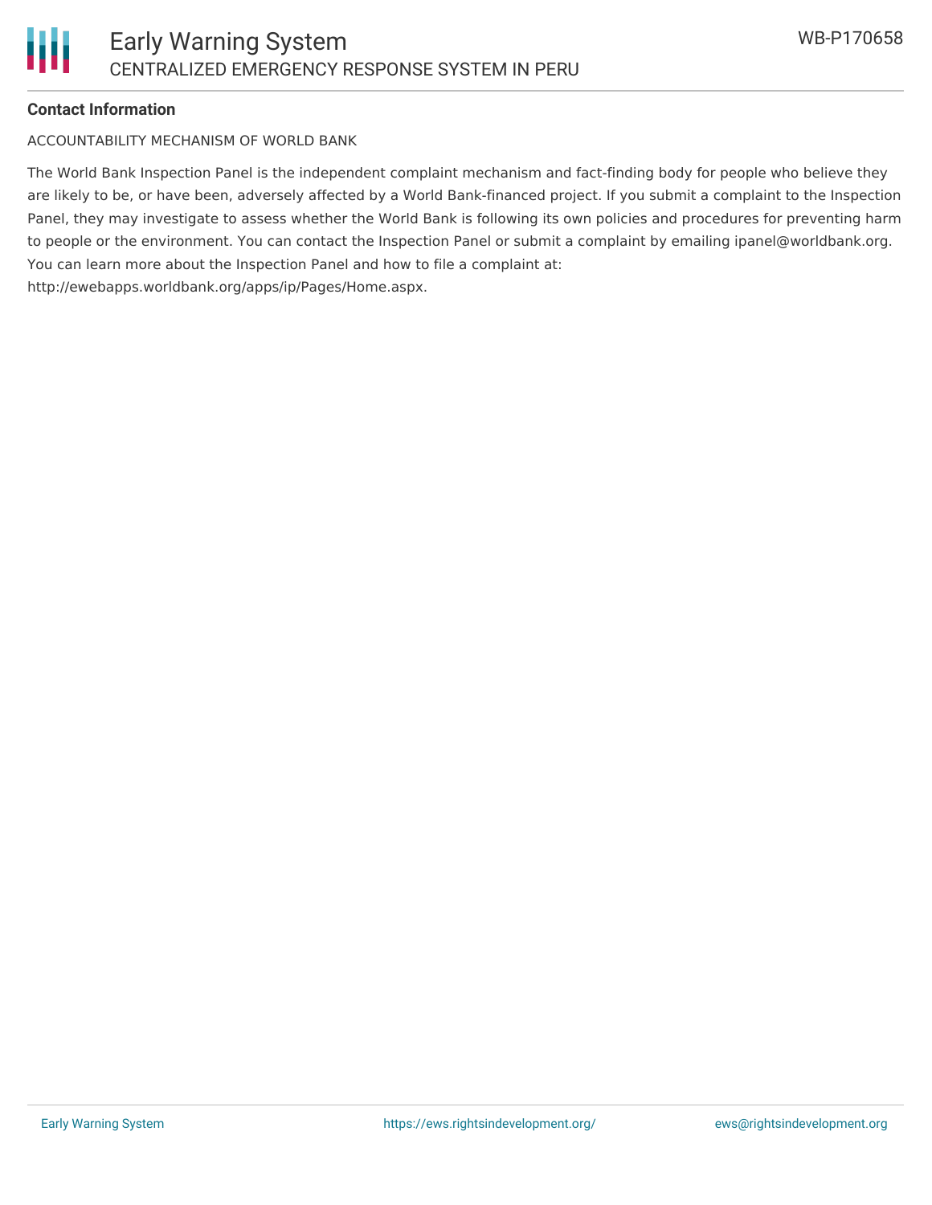**Contact Information**

ACCOUNTABILITY MECHANISM OF WORLD BANK

The World Bank Inspection Panel is the independent complaint mechanism and fact-finding body for people who believe they are likely to be, or have been, adversely affected by a World Bank-financed project. If you submit a complaint to the Inspection Panel, they may investigate to assess whether the World Bank is following its own policies and procedures for preventing harm to people or the environment. You can contact the Inspection Panel or submit a complaint by emailing ipanel@worldbank.org. You can learn more about the Inspection Panel and how to file a complaint at: http://ewebapps.worldbank.org/apps/ip/Pages/Home.aspx.